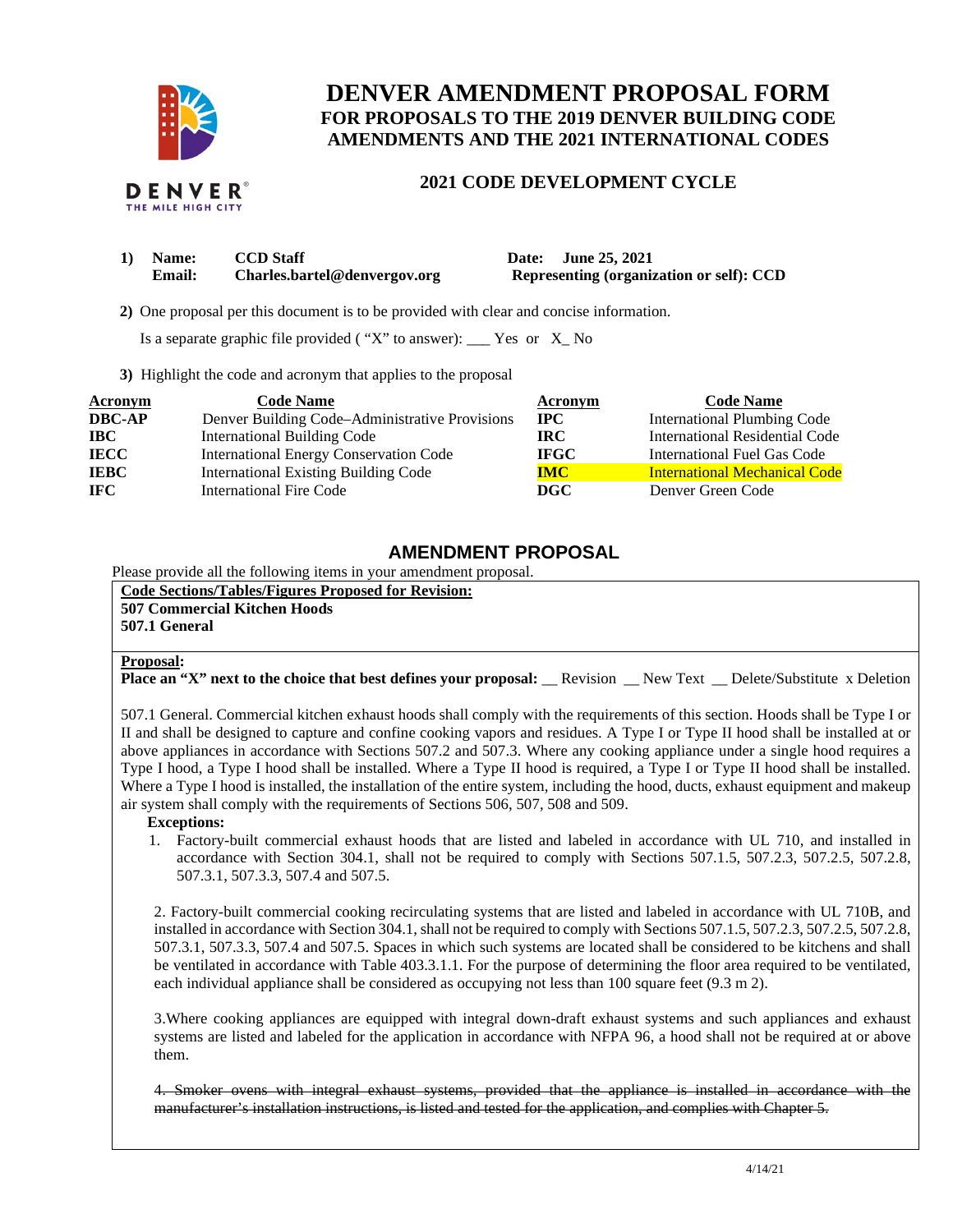# DENVER AMENDMENT PROPOSAL FORM

## FOR PROPOSALS TO THE 2019 DENVER BUILDING CODE AMENDMENTS AND THE 2021 INTERNATIONAL CODES

### 2021 CODE DEVELOPMENT CYCLE

**1) Name:** **CCD Staff** **Date: June 25, 2021**
**Email:** **Charles.bartel@denvergov.org** **Representing (organization or self): CCD**

**2)** One proposal per this document is to be provided with clear and concise information.

Is a separate graphic file provided ( "X" to answer): ___ Yes or X_ No

**3)** Highlight the code and acronym that applies to the proposal

| Acronym | Code Name | Acronym | Code Name |
|---|---|---|---|
| **DBC-AP** | Denver Building Code–Administrative Provisions | **IPC** | International Plumbing Code |
| **IBC** | International Building Code | **IRC** | International Residential Code |
| **IECC** | International Energy Conservation Code | **IFGC** | International Fuel Gas Code |
| **IEBC** | International Existing Building Code | **IMC** | International Mechanical Code |
| **IFC** | International Fire Code | **DGC** | Denver Green Code |

## AMENDMENT PROPOSAL

Please provide all the following items in your amendment proposal.

**Code Sections/Tables/Figures Proposed for Revision:**
**507 Commercial Kitchen Hoods**
**507.1 General**

**Proposal:**
**Place an "X" next to the choice that best defines your proposal:** __ Revision __ New Text __ Delete/Substitute x Deletion

507.1 General. Commercial kitchen exhaust hoods shall comply with the requirements of this section. Hoods shall be Type I or II and shall be designed to capture and confine cooking vapors and residues. A Type I or Type II hood shall be installed at or above appliances in accordance with Sections 507.2 and 507.3. Where any cooking appliance under a single hood requires a Type I hood, a Type I hood shall be installed. Where a Type II hood is required, a Type I or Type II hood shall be installed. Where a Type I hood is installed, the installation of the entire system, including the hood, ducts, exhaust equipment and makeup air system shall comply with the requirements of Sections 506, 507, 508 and 509.

**Exceptions:**

1. Factory-built commercial exhaust hoods that are listed and labeled in accordance with UL 710, and installed in accordance with Section 304.1, shall not be required to comply with Sections 507.1.5, 507.2.3, 507.2.5, 507.2.8, 507.3.1, 507.3.3, 507.4 and 507.5.

2. Factory-built commercial cooking recirculating systems that are listed and labeled in accordance with UL 710B, and installed in accordance with Section 304.1, shall not be required to comply with Sections 507.1.5, 507.2.3, 507.2.5, 507.2.8, 507.3.1, 507.3.3, 507.4 and 507.5. Spaces in which such systems are located shall be considered to be kitchens and shall be ventilated in accordance with Table 403.3.1.1. For the purpose of determining the floor area required to be ventilated, each individual appliance shall be considered as occupying not less than 100 square feet (9.3 m 2).

3. Where cooking appliances are equipped with integral down-draft exhaust systems and such appliances and exhaust systems are listed and labeled for the application in accordance with NFPA 96, a hood shall not be required at or above them.

~~4. Smoker ovens with integral exhaust systems, provided that the appliance is installed in accordance with the manufacturer's installation instructions, is listed and tested for the application, and complies with Chapter 5.~~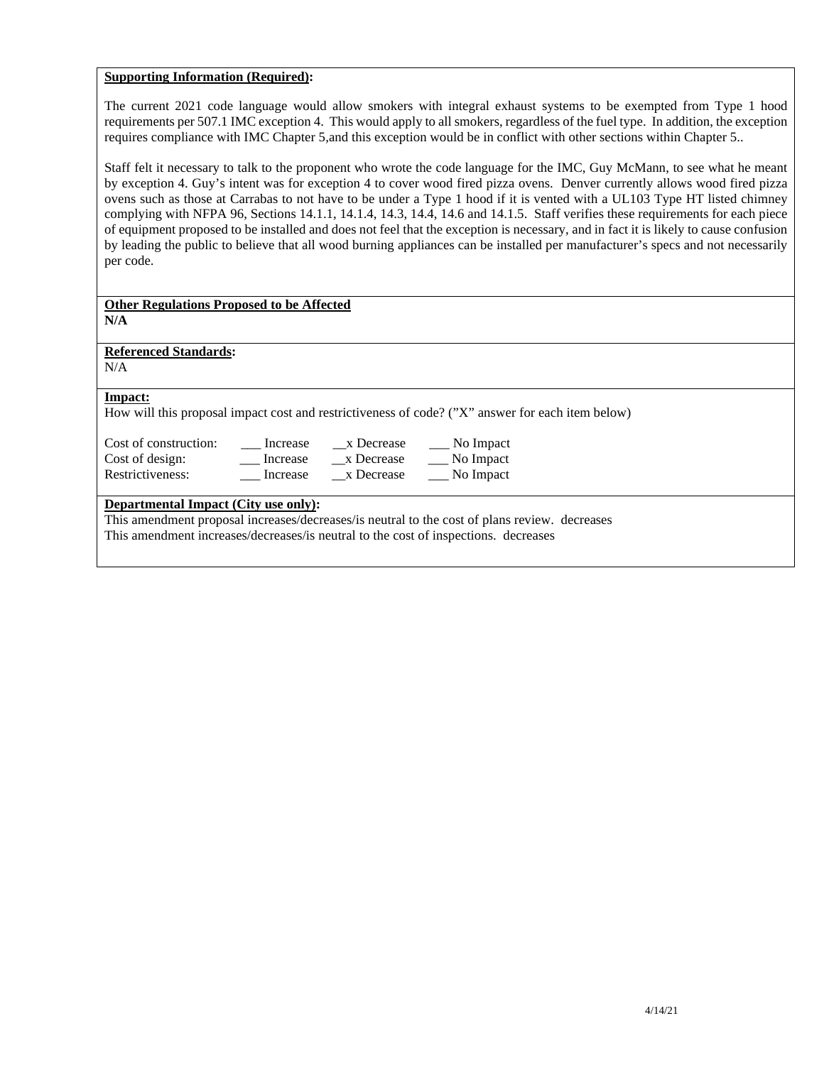**Supporting Information (Required):**

The current 2021 code language would allow smokers with integral exhaust systems to be exempted from Type 1 hood requirements per 507.1 IMC exception 4. This would apply to all smokers, regardless of the fuel type. In addition, the exception requires compliance with IMC Chapter 5,and this exception would be in conflict with other sections within Chapter 5..

Staff felt it necessary to talk to the proponent who wrote the code language for the IMC, Guy McMann, to see what he meant by exception 4. Guy's intent was for exception 4 to cover wood fired pizza ovens. Denver currently allows wood fired pizza ovens such as those at Carrabas to not have to be under a Type 1 hood if it is vented with a UL103 Type HT listed chimney complying with NFPA 96, Sections 14.1.1, 14.1.4, 14.3, 14.4, 14.6 and 14.1.5. Staff verifies these requirements for each piece of equipment proposed to be installed and does not feel that the exception is necessary, and in fact it is likely to cause confusion by leading the public to believe that all wood burning appliances can be installed per manufacturer's specs and not necessarily per code.

**Other Regulations Proposed to be Affected**
**N/A**

**Referenced Standards:**
N/A

**Impact:**
How will this proposal impact cost and restrictiveness of code? ("X" answer for each item below)

| | | | |
|---|---|---|---|
| Cost of construction: | ___ Increase | __x Decrease | ___ No Impact |
| Cost of design: | ___ Increase | __x Decrease | ___ No Impact |
| Restrictiveness: | ___ Increase | __x Decrease | ___ No Impact |

**Departmental Impact (City use only):**
This amendment proposal increases/decreases/is neutral to the cost of plans review. decreases
This amendment increases/decreases/is neutral to the cost of inspections. decreases